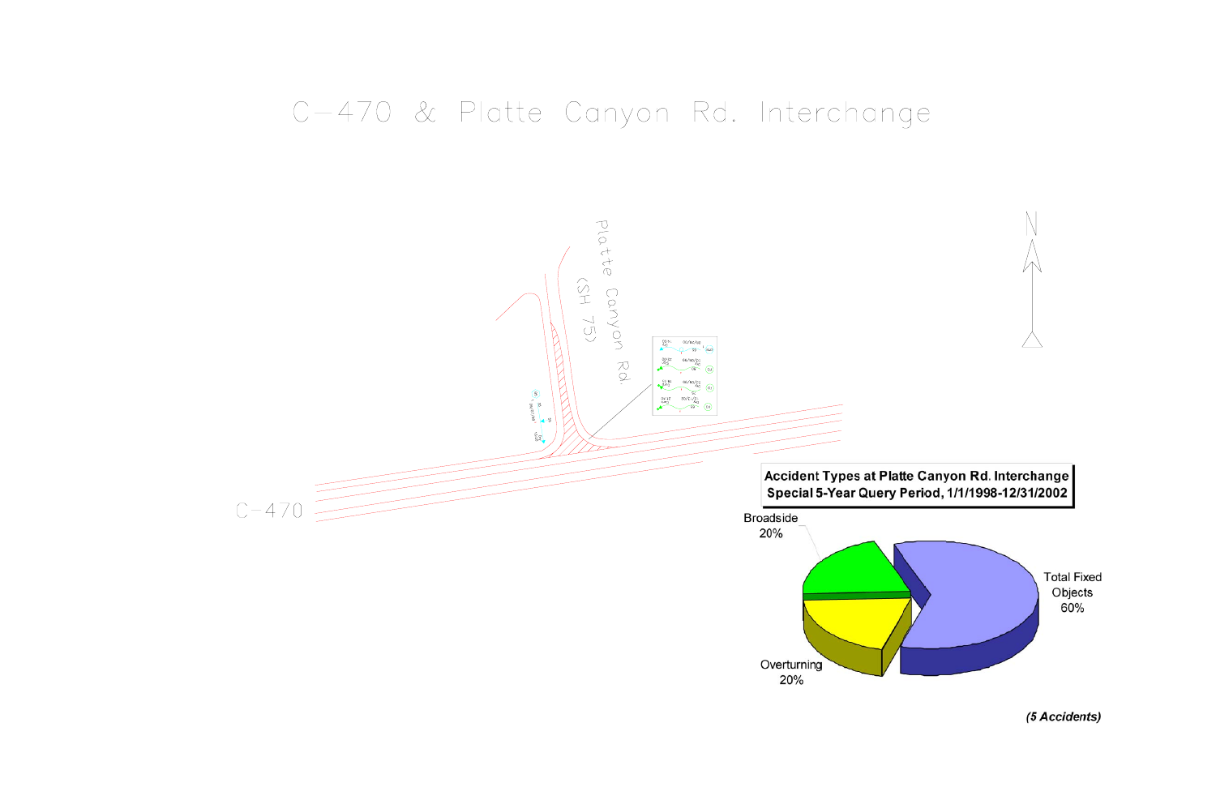# C–470 & Platte Canyon Rd. Interchange

Platte Canyon Rd. (SH 75)

C–470

N

**Accident Types at Platte Canyon Rd. Interchange**
**Special 5-Year Query Period, 1/1/1998-12/31/2002**

Broadside 20%

Total Fixed Objects 60%

Overturning 20%

***(5 Accidents)***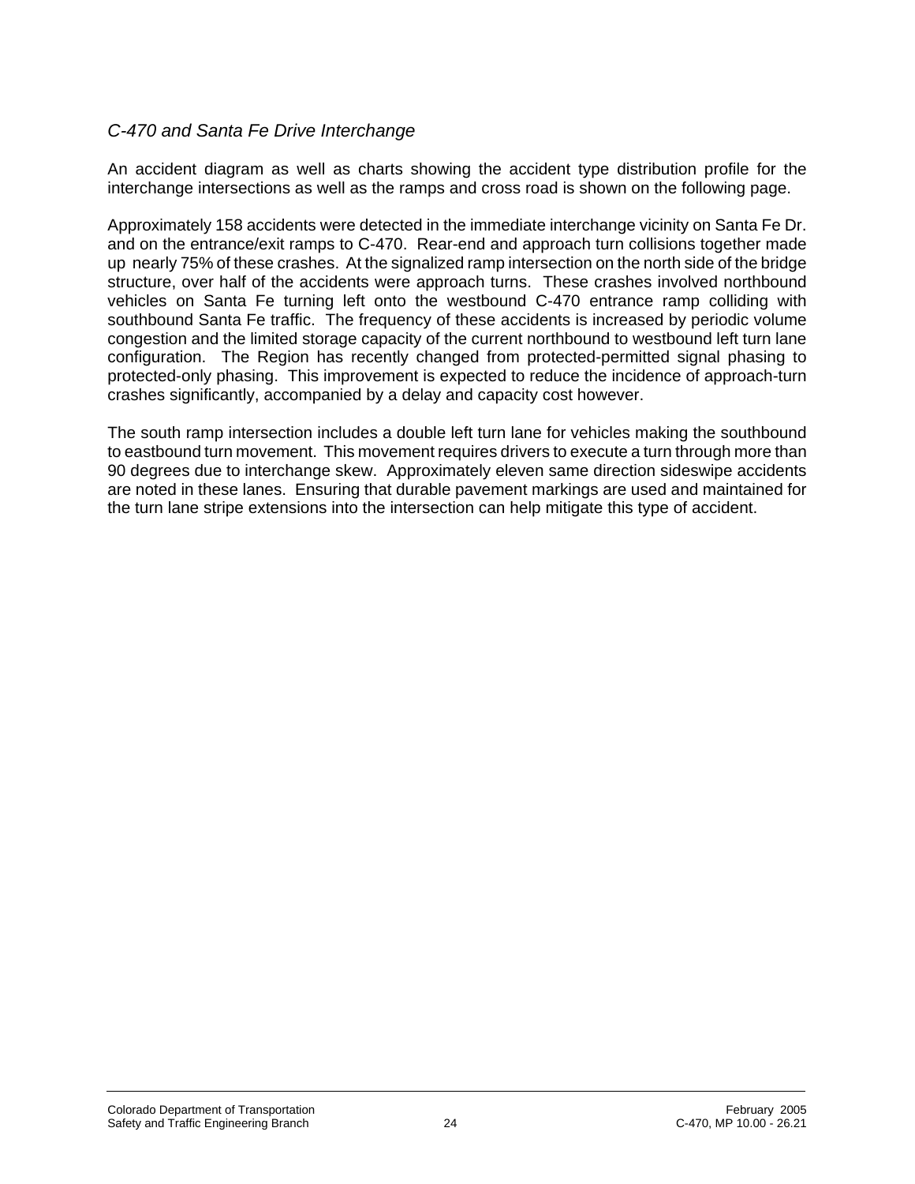### *C-470 and Santa Fe Drive Interchange*

An accident diagram as well as charts showing the accident type distribution profile for the interchange intersections as well as the ramps and cross road is shown on the following page.

Approximately 158 accidents were detected in the immediate interchange vicinity on Santa Fe Dr. and on the entrance/exit ramps to C-470. Rear-end and approach turn collisions together made up nearly 75% of these crashes. At the signalized ramp intersection on the north side of the bridge structure, over half of the accidents were approach turns. These crashes involved northbound vehicles on Santa Fe turning left onto the westbound C-470 entrance ramp colliding with southbound Santa Fe traffic. The frequency of these accidents is increased by periodic volume congestion and the limited storage capacity of the current northbound to westbound left turn lane configuration. The Region has recently changed from protected-permitted signal phasing to protected-only phasing. This improvement is expected to reduce the incidence of approach-turn crashes significantly, accompanied by a delay and capacity cost however.

The south ramp intersection includes a double left turn lane for vehicles making the southbound to eastbound turn movement. This movement requires drivers to execute a turn through more than 90 degrees due to interchange skew. Approximately eleven same direction sideswipe accidents are noted in these lanes. Ensuring that durable pavement markings are used and maintained for the turn lane stripe extensions into the intersection can help mitigate this type of accident.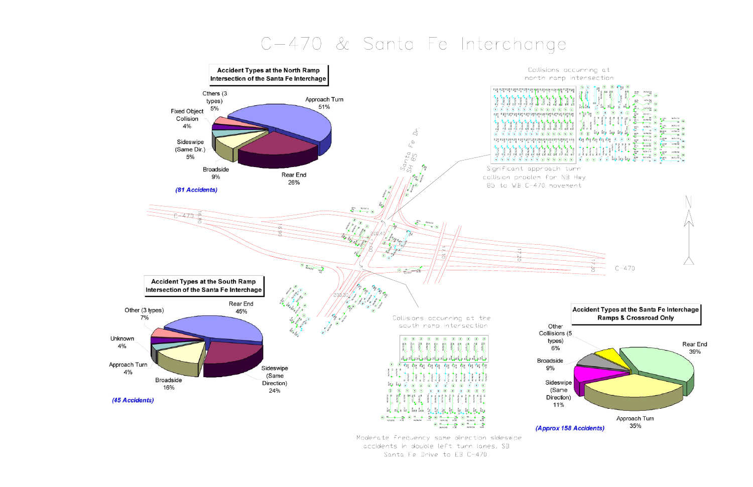# C-470 & Santa Fe Interchange

## Accident Types at the North Ramp Intersection of the Santa Fe Interchange

| Accident Type | Percentage |
| --- | --- |
| Approach Turn | 51% |
| Rear End | 26% |
| Broadside | 9% |
| Sideswipe (Same Dir.) | 5% |
| Fixed Object Collision | 4% |
| Others (3 types) | 5% |

*(81 Accidents)*

Collisions occurring at north ramp intersection

Significant approach turn collision problem for NB Hwy 85 to WB C-470 movement

## Accident Types at the South Ramp Intersection of the Santa Fe Interchange

| Accident Type | Percentage |
| --- | --- |
| Rear End | 45% |
| Sideswipe (Same Direction) | 24% |
| Broadside | 16% |
| Approach Turn | 4% |
| Unknown | 4% |
| Other (3 types) | 7% |

*(45 Accidents)*

Collisions occurring at the south ramp intersection

Moderate frequency same direction sideswipe accidents in double left turn lanes, SB Santa Fe Drive to EB C-470

## Accident Types at the Santa Fe Interchange Ramps & Crossroad Only

| Accident Type | Percentage |
| --- | --- |
| Rear End | 39% |
| Approach Turn | 35% |
| Sideswipe (Same Direction) | 11% |
| Broadside | 9% |
| Other Collisions (5 types) | 6% |

*(Approx 158 Accidents)*

C-470 | Santa Fe Dr. SH 85 | N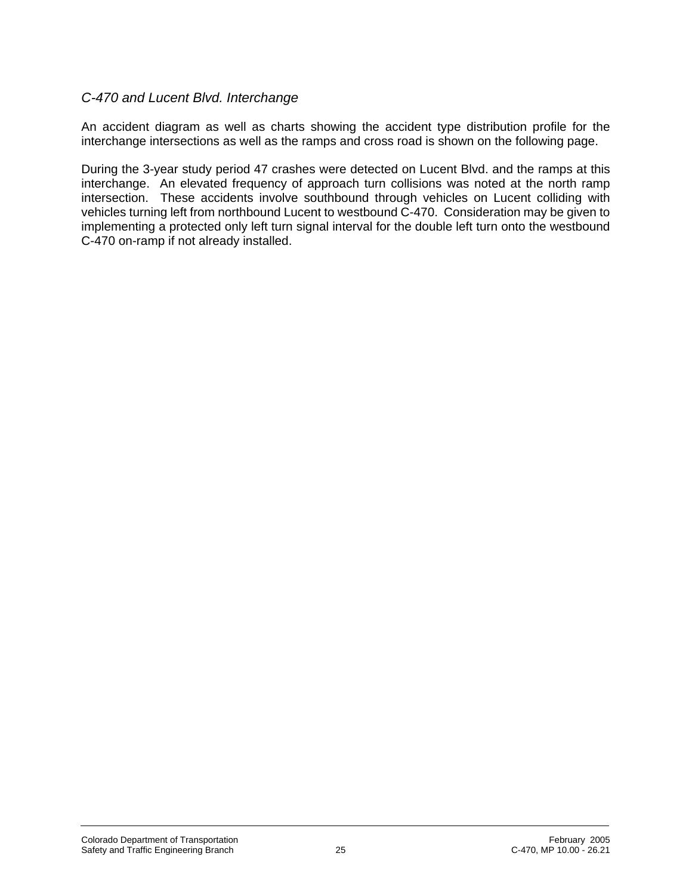### *C-470 and Lucent Blvd. Interchange*

An accident diagram as well as charts showing the accident type distribution profile for the interchange intersections as well as the ramps and cross road is shown on the following page.

During the 3-year study period 47 crashes were detected on Lucent Blvd. and the ramps at this interchange. An elevated frequency of approach turn collisions was noted at the north ramp intersection. These accidents involve southbound through vehicles on Lucent colliding with vehicles turning left from northbound Lucent to westbound C-470. Consideration may be given to implementing a protected only left turn signal interval for the double left turn onto the westbound C-470 on-ramp if not already installed.